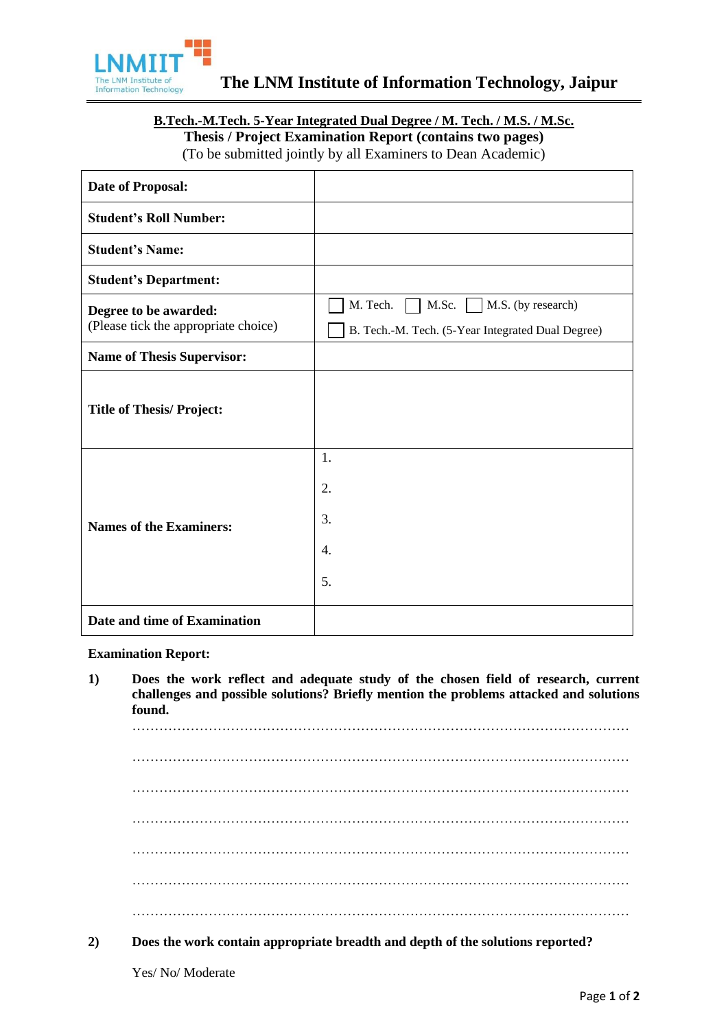# The LNM Institute of Information Technology, Jaipur

**B.Tech.-M.Tech. 5-Year Integrated Dual Degree / M. Tech. / M.S. / M.Sc.**

**Thesis / Project Examination Report (contains two pages)**

(To be submitted jointly by all Examiners to Dean Academic)

| | |
|---|---|
| **Date of Proposal:** | |
| **Student's Roll Number:** | |
| **Student's Name:** | |
| **Student's Department:** | |
| **Degree to be awarded:** (Please tick the appropriate choice) | ☐ M. Tech. ☐ M.Sc. ☐ M.S. (by research) ☐ B. Tech.-M. Tech. (5-Year Integrated Dual Degree) |
| **Name of Thesis Supervisor:** | |
| **Title of Thesis/ Project:** | |
| **Names of the Examiners:** | 1. 2. 3. 4. 5. |
| **Date and time of Examination** | |

**Examination Report:**

**1) Does the work reflect and adequate study of the chosen field of research, current challenges and possible solutions? Briefly mention the problems attacked and solutions found.**

…………………………………………………………………………………………………

…………………………………………………………………………………………………

…………………………………………………………………………………………………

…………………………………………………………………………………………………

…………………………………………………………………………………………………

…………………………………………………………………………………………………

…………………………………………………………………………………………………

**2) Does the work contain appropriate breadth and depth of the solutions reported?**

Yes/ No/ Moderate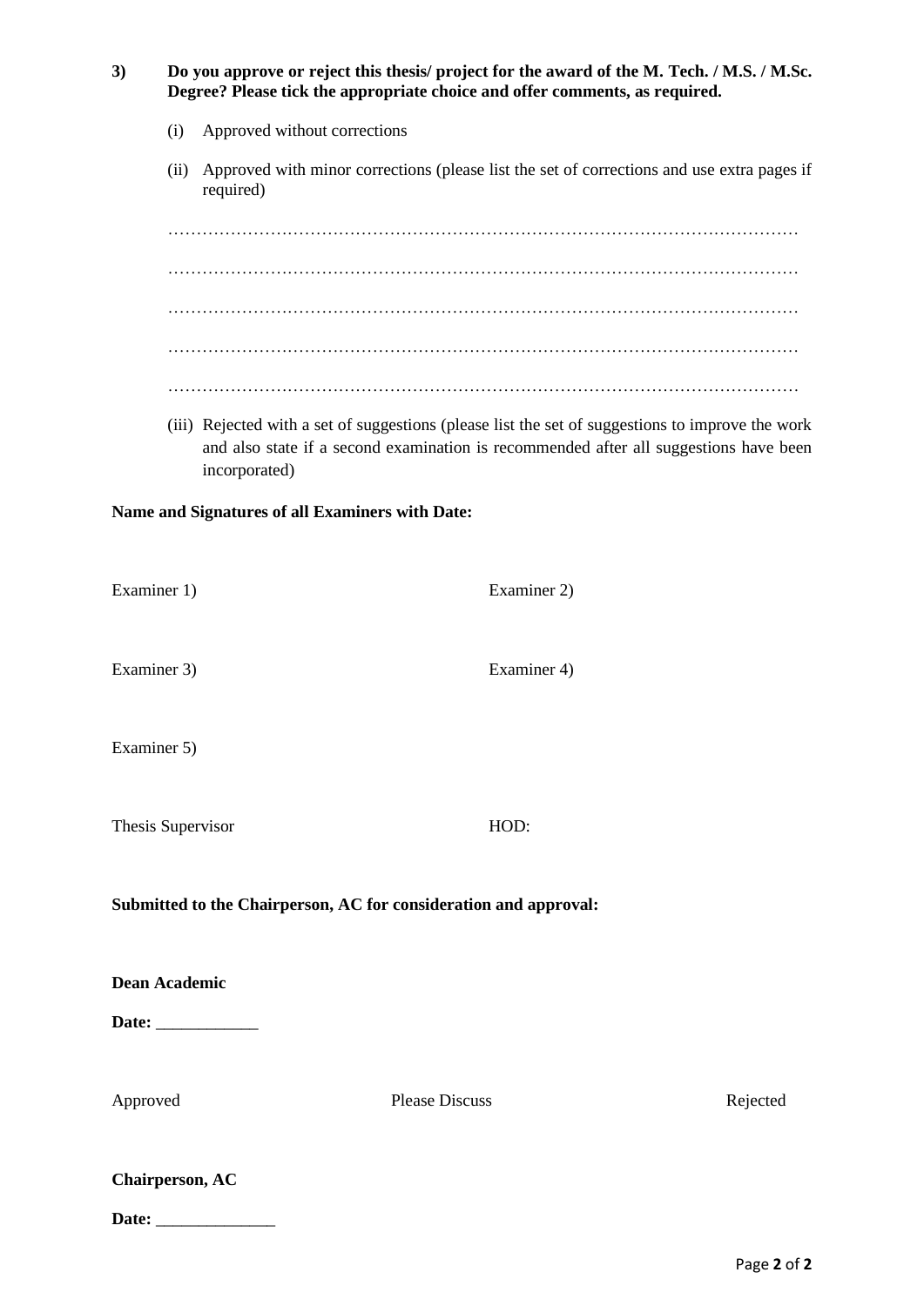**3) Do you approve or reject this thesis/ project for the award of the M. Tech. / M.S. / M.Sc. Degree? Please tick the appropriate choice and offer comments, as required.**

(i) Approved without corrections

(ii) Approved with minor corrections (please list the set of corrections and use extra pages if required)

…………………………………………………………………………………………………

…………………………………………………………………………………………………

…………………………………………………………………………………………………

…………………………………………………………………………………………………

…………………………………………………………………………………………………

(iii) Rejected with a set of suggestions (please list the set of suggestions to improve the work and also state if a second examination is recommended after all suggestions have been incorporated)

**Name and Signatures of all Examiners with Date:**

Examiner 1)

Examiner 2)

Examiner 3)

Examiner 4)

Examiner 5)

Thesis Supervisor

HOD:

**Submitted to the Chairperson, AC for consideration and approval:**

**Dean Academic**

**Date:** ____________

Approved

Please Discuss

Rejected

**Chairperson, AC**

**Date:** ______________